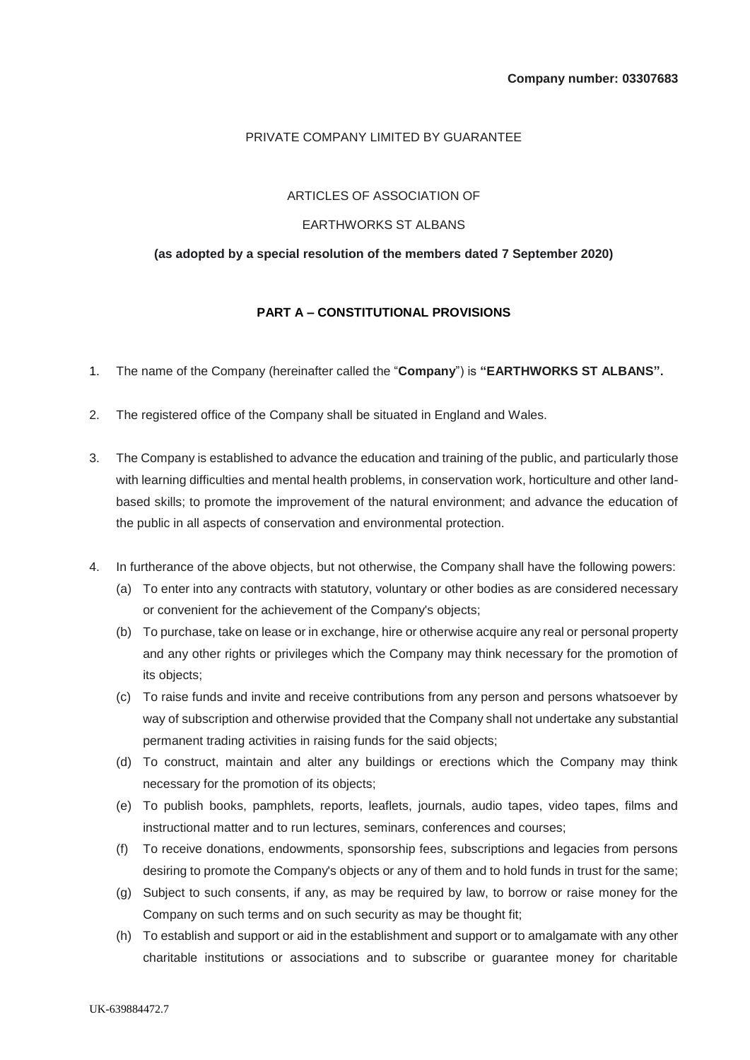**Company number: 03307683**

PRIVATE COMPANY LIMITED BY GUARANTEE

ARTICLES OF ASSOCIATION OF

EARTHWORKS ST ALBANS

**(as adopted by a special resolution of the members dated 7 September 2020)**

**PART A – CONSTITUTIONAL PROVISIONS**

1. The name of the Company (hereinafter called the "**Company**") is **"EARTHWORKS ST ALBANS".**

2. The registered office of the Company shall be situated in England and Wales.

3. The Company is established to advance the education and training of the public, and particularly those with learning difficulties and mental health problems, in conservation work, horticulture and other land-based skills; to promote the improvement of the natural environment; and advance the education of the public in all aspects of conservation and environmental protection.

4. In furtherance of the above objects, but not otherwise, the Company shall have the following powers:
   (a) To enter into any contracts with statutory, voluntary or other bodies as are considered necessary or convenient for the achievement of the Company's objects;
   (b) To purchase, take on lease or in exchange, hire or otherwise acquire any real or personal property and any other rights or privileges which the Company may think necessary for the promotion of its objects;
   (c) To raise funds and invite and receive contributions from any person and persons whatsoever by way of subscription and otherwise provided that the Company shall not undertake any substantial permanent trading activities in raising funds for the said objects;
   (d) To construct, maintain and alter any buildings or erections which the Company may think necessary for the promotion of its objects;
   (e) To publish books, pamphlets, reports, leaflets, journals, audio tapes, video tapes, films and instructional matter and to run lectures, seminars, conferences and courses;
   (f) To receive donations, endowments, sponsorship fees, subscriptions and legacies from persons desiring to promote the Company's objects or any of them and to hold funds in trust for the same;
   (g) Subject to such consents, if any, as may be required by law, to borrow or raise money for the Company on such terms and on such security as may be thought fit;
   (h) To establish and support or aid in the establishment and support or to amalgamate with any other charitable institutions or associations and to subscribe or guarantee money for charitable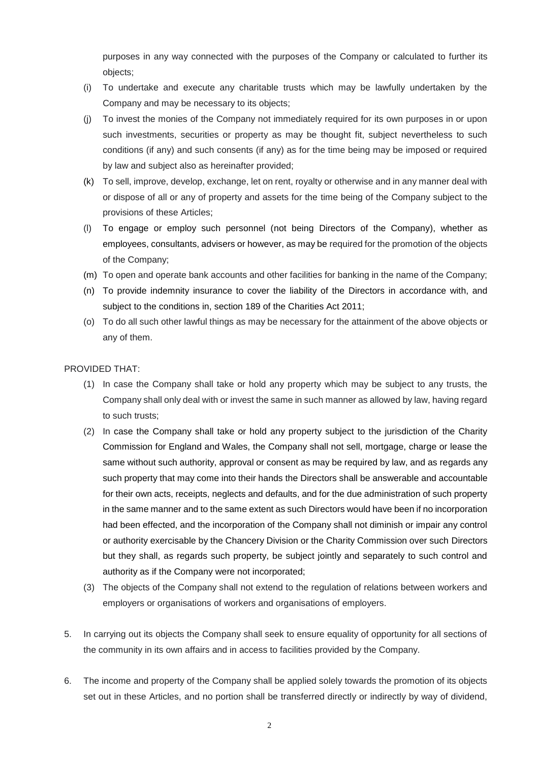purposes in any way connected with the purposes of the Company or calculated to further its objects;

(i) To undertake and execute any charitable trusts which may be lawfully undertaken by the Company and may be necessary to its objects;

(j) To invest the monies of the Company not immediately required for its own purposes in or upon such investments, securities or property as may be thought fit, subject nevertheless to such conditions (if any) and such consents (if any) as for the time being may be imposed or required by law and subject also as hereinafter provided;

(k) To sell, improve, develop, exchange, let on rent, royalty or otherwise and in any manner deal with or dispose of all or any of property and assets for the time being of the Company subject to the provisions of these Articles;

(l) To engage or employ such personnel (not being Directors of the Company), whether as employees, consultants, advisers or however, as may be required for the promotion of the objects of the Company;

(m) To open and operate bank accounts and other facilities for banking in the name of the Company;

(n) To provide indemnity insurance to cover the liability of the Directors in accordance with, and subject to the conditions in, section 189 of the Charities Act 2011;

(o) To do all such other lawful things as may be necessary for the attainment of the above objects or any of them.

PROVIDED THAT:

(1) In case the Company shall take or hold any property which may be subject to any trusts, the Company shall only deal with or invest the same in such manner as allowed by law, having regard to such trusts;

(2) In case the Company shall take or hold any property subject to the jurisdiction of the Charity Commission for England and Wales, the Company shall not sell, mortgage, charge or lease the same without such authority, approval or consent as may be required by law, and as regards any such property that may come into their hands the Directors shall be answerable and accountable for their own acts, receipts, neglects and defaults, and for the due administration of such property in the same manner and to the same extent as such Directors would have been if no incorporation had been effected, and the incorporation of the Company shall not diminish or impair any control or authority exercisable by the Chancery Division or the Charity Commission over such Directors but they shall, as regards such property, be subject jointly and separately to such control and authority as if the Company were not incorporated;

(3) The objects of the Company shall not extend to the regulation of relations between workers and employers or organisations of workers and organisations of employers.

5. In carrying out its objects the Company shall seek to ensure equality of opportunity for all sections of the community in its own affairs and in access to facilities provided by the Company.

6. The income and property of the Company shall be applied solely towards the promotion of its objects set out in these Articles, and no portion shall be transferred directly or indirectly by way of dividend,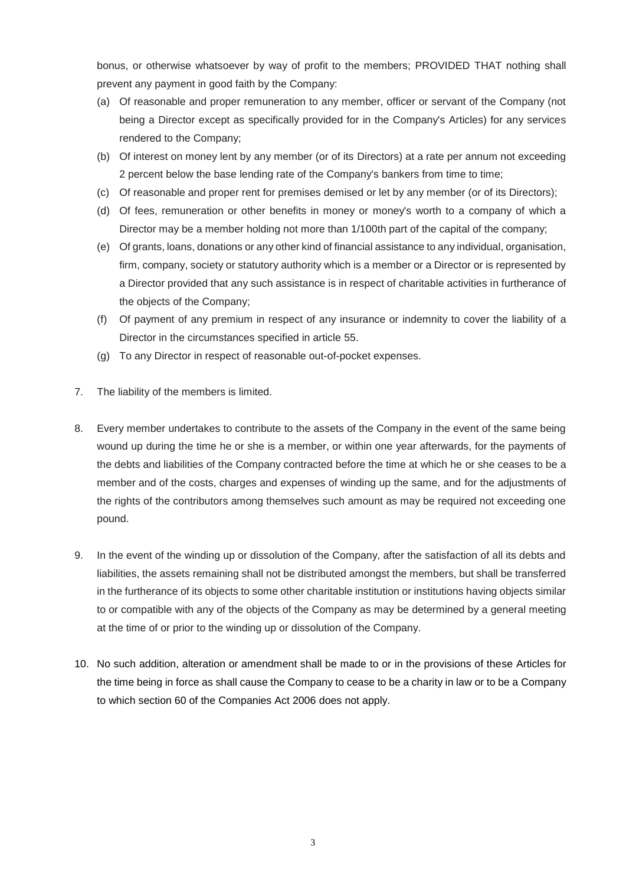bonus, or otherwise whatsoever by way of profit to the members; PROVIDED THAT nothing shall prevent any payment in good faith by the Company:

(a) Of reasonable and proper remuneration to any member, officer or servant of the Company (not being a Director except as specifically provided for in the Company's Articles) for any services rendered to the Company;

(b) Of interest on money lent by any member (or of its Directors) at a rate per annum not exceeding 2 percent below the base lending rate of the Company's bankers from time to time;

(c) Of reasonable and proper rent for premises demised or let by any member (or of its Directors);

(d) Of fees, remuneration or other benefits in money or money's worth to a company of which a Director may be a member holding not more than 1/100th part of the capital of the company;

(e) Of grants, loans, donations or any other kind of financial assistance to any individual, organisation, firm, company, society or statutory authority which is a member or a Director or is represented by a Director provided that any such assistance is in respect of charitable activities in furtherance of the objects of the Company;

(f) Of payment of any premium in respect of any insurance or indemnity to cover the liability of a Director in the circumstances specified in article 55.

(g) To any Director in respect of reasonable out-of-pocket expenses.

7. The liability of the members is limited.

8. Every member undertakes to contribute to the assets of the Company in the event of the same being wound up during the time he or she is a member, or within one year afterwards, for the payments of the debts and liabilities of the Company contracted before the time at which he or she ceases to be a member and of the costs, charges and expenses of winding up the same, and for the adjustments of the rights of the contributors among themselves such amount as may be required not exceeding one pound.

9. In the event of the winding up or dissolution of the Company, after the satisfaction of all its debts and liabilities, the assets remaining shall not be distributed amongst the members, but shall be transferred in the furtherance of its objects to some other charitable institution or institutions having objects similar to or compatible with any of the objects of the Company as may be determined by a general meeting at the time of or prior to the winding up or dissolution of the Company.

10. No such addition, alteration or amendment shall be made to or in the provisions of these Articles for the time being in force as shall cause the Company to cease to be a charity in law or to be a Company to which section 60 of the Companies Act 2006 does not apply.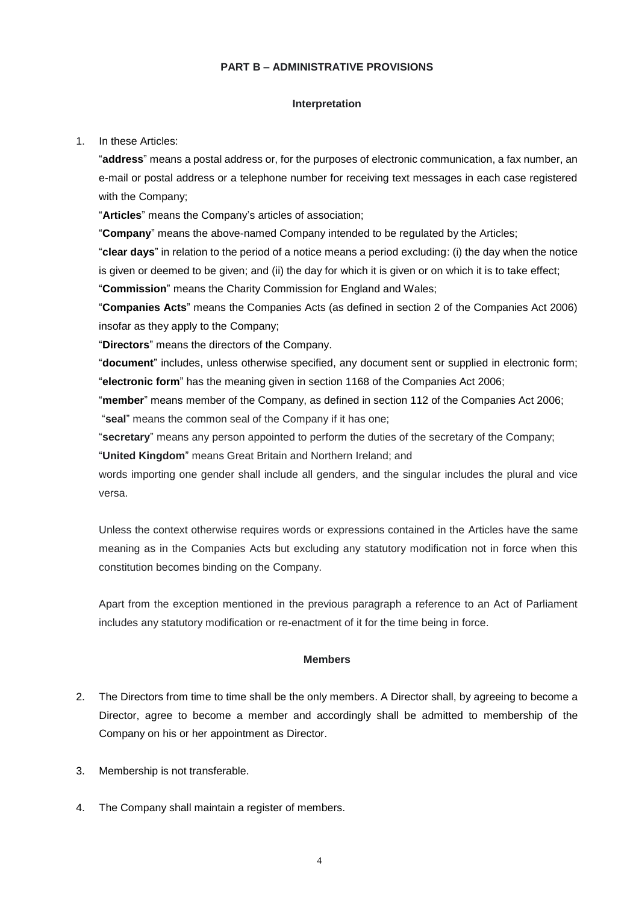## PART B – ADMINISTRATIVE PROVISIONS

### Interpretation

1. In these Articles:

   "**address**" means a postal address or, for the purposes of electronic communication, a fax number, an e-mail or postal address or a telephone number for receiving text messages in each case registered with the Company;

   "**Articles**" means the Company's articles of association;

   "**Company**" means the above-named Company intended to be regulated by the Articles;

   "**clear days**" in relation to the period of a notice means a period excluding: (i) the day when the notice is given or deemed to be given; and (ii) the day for which it is given or on which it is to take effect;

   "**Commission**" means the Charity Commission for England and Wales;

   "**Companies Acts**" means the Companies Acts (as defined in section 2 of the Companies Act 2006) insofar as they apply to the Company;

   "**Directors**" means the directors of the Company.

   "**document**" includes, unless otherwise specified, any document sent or supplied in electronic form;

   "**electronic form**" has the meaning given in section 1168 of the Companies Act 2006;

   "**member**" means member of the Company, as defined in section 112 of the Companies Act 2006;

   "**seal**" means the common seal of the Company if it has one;

   "**secretary**" means any person appointed to perform the duties of the secretary of the Company;

   "**United Kingdom**" means Great Britain and Northern Ireland; and

   words importing one gender shall include all genders, and the singular includes the plural and vice versa.

   Unless the context otherwise requires words or expressions contained in the Articles have the same meaning as in the Companies Acts but excluding any statutory modification not in force when this constitution becomes binding on the Company.

   Apart from the exception mentioned in the previous paragraph a reference to an Act of Parliament includes any statutory modification or re-enactment of it for the time being in force.

### Members

2. The Directors from time to time shall be the only members. A Director shall, by agreeing to become a Director, agree to become a member and accordingly shall be admitted to membership of the Company on his or her appointment as Director.

3. Membership is not transferable.

4. The Company shall maintain a register of members.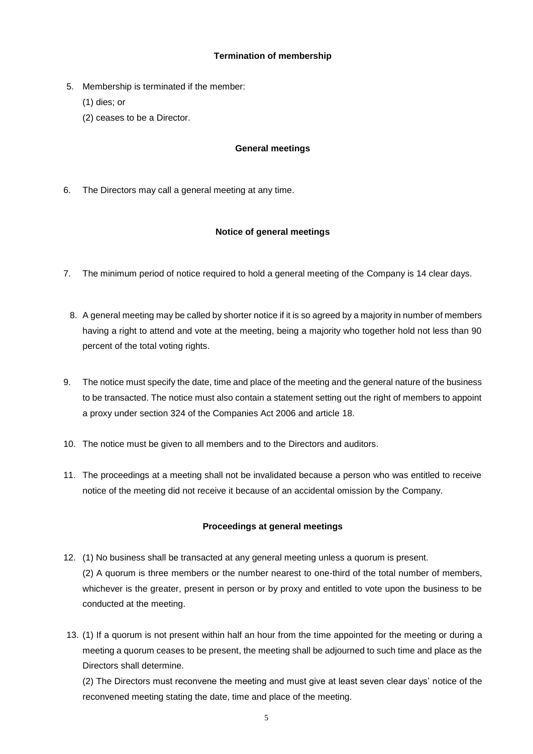### Termination of membership

5. Membership is terminated if the member:

   (1) dies; or

   (2) ceases to be a Director.

### General meetings

6. The Directors may call a general meeting at any time.

### Notice of general meetings

7. The minimum period of notice required to hold a general meeting of the Company is 14 clear days.

8. A general meeting may be called by shorter notice if it is so agreed by a majority in number of members having a right to attend and vote at the meeting, being a majority who together hold not less than 90 percent of the total voting rights.

9. The notice must specify the date, time and place of the meeting and the general nature of the business to be transacted. The notice must also contain a statement setting out the right of members to appoint a proxy under section 324 of the Companies Act 2006 and article 18.

10. The notice must be given to all members and to the Directors and auditors.

11. The proceedings at a meeting shall not be invalidated because a person who was entitled to receive notice of the meeting did not receive it because of an accidental omission by the Company.

### Proceedings at general meetings

12. (1) No business shall be transacted at any general meeting unless a quorum is present.

    (2) A quorum is three members or the number nearest to one-third of the total number of members, whichever is the greater, present in person or by proxy and entitled to vote upon the business to be conducted at the meeting.

13. (1) If a quorum is not present within half an hour from the time appointed for the meeting or during a meeting a quorum ceases to be present, the meeting shall be adjourned to such time and place as the Directors shall determine.

    (2) The Directors must reconvene the meeting and must give at least seven clear days' notice of the reconvened meeting stating the date, time and place of the meeting.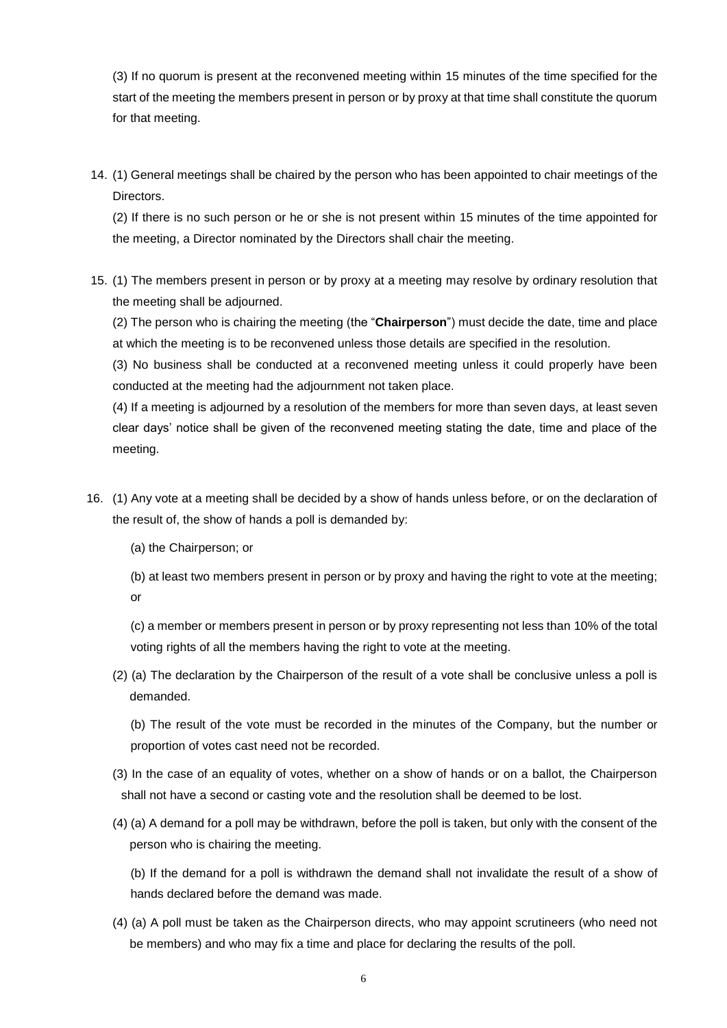(3) If no quorum is present at the reconvened meeting within 15 minutes of the time specified for the start of the meeting the members present in person or by proxy at that time shall constitute the quorum for that meeting.

14. (1) General meetings shall be chaired by the person who has been appointed to chair meetings of the Directors.

    (2) If there is no such person or he or she is not present within 15 minutes of the time appointed for the meeting, a Director nominated by the Directors shall chair the meeting.

15. (1) The members present in person or by proxy at a meeting may resolve by ordinary resolution that the meeting shall be adjourned.

    (2) The person who is chairing the meeting (the "**Chairperson**") must decide the date, time and place at which the meeting is to be reconvened unless those details are specified in the resolution.

    (3) No business shall be conducted at a reconvened meeting unless it could properly have been conducted at the meeting had the adjournment not taken place.

    (4) If a meeting is adjourned by a resolution of the members for more than seven days, at least seven clear days' notice shall be given of the reconvened meeting stating the date, time and place of the meeting.

16. (1) Any vote at a meeting shall be decided by a show of hands unless before, or on the declaration of the result of, the show of hands a poll is demanded by:

    (a) the Chairperson; or

    (b) at least two members present in person or by proxy and having the right to vote at the meeting; or

    (c) a member or members present in person or by proxy representing not less than 10% of the total voting rights of all the members having the right to vote at the meeting.

    (2) (a) The declaration by the Chairperson of the result of a vote shall be conclusive unless a poll is demanded.

    (b) The result of the vote must be recorded in the minutes of the Company, but the number or proportion of votes cast need not be recorded.

    (3) In the case of an equality of votes, whether on a show of hands or on a ballot, the Chairperson shall not have a second or casting vote and the resolution shall be deemed to be lost.

    (4) (a) A demand for a poll may be withdrawn, before the poll is taken, but only with the consent of the person who is chairing the meeting.

    (b) If the demand for a poll is withdrawn the demand shall not invalidate the result of a show of hands declared before the demand was made.

    (4) (a) A poll must be taken as the Chairperson directs, who may appoint scrutineers (who need not be members) and who may fix a time and place for declaring the results of the poll.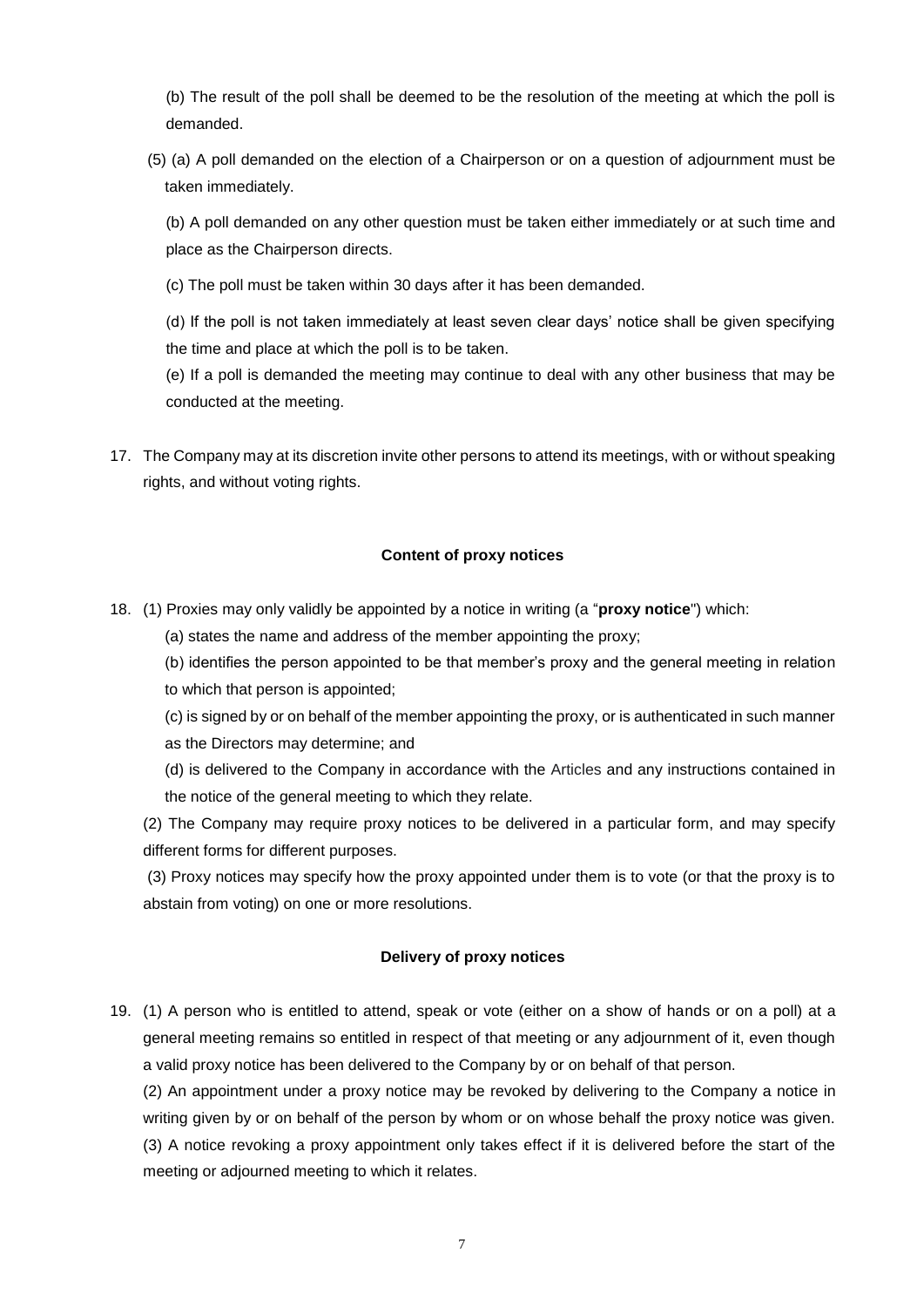(b) The result of the poll shall be deemed to be the resolution of the meeting at which the poll is demanded.

(5) (a) A poll demanded on the election of a Chairperson or on a question of adjournment must be taken immediately.

(b) A poll demanded on any other question must be taken either immediately or at such time and place as the Chairperson directs.

(c) The poll must be taken within 30 days after it has been demanded.

(d) If the poll is not taken immediately at least seven clear days' notice shall be given specifying the time and place at which the poll is to be taken.

(e) If a poll is demanded the meeting may continue to deal with any other business that may be conducted at the meeting.

17. The Company may at its discretion invite other persons to attend its meetings, with or without speaking rights, and without voting rights.

**Content of proxy notices**

18. (1) Proxies may only validly be appointed by a notice in writing (a "**proxy notice**") which:

(a) states the name and address of the member appointing the proxy;

(b) identifies the person appointed to be that member's proxy and the general meeting in relation to which that person is appointed;

(c) is signed by or on behalf of the member appointing the proxy, or is authenticated in such manner as the Directors may determine; and

(d) is delivered to the Company in accordance with the Articles and any instructions contained in the notice of the general meeting to which they relate.

(2) The Company may require proxy notices to be delivered in a particular form, and may specify different forms for different purposes.

(3) Proxy notices may specify how the proxy appointed under them is to vote (or that the proxy is to abstain from voting) on one or more resolutions.

**Delivery of proxy notices**

19. (1) A person who is entitled to attend, speak or vote (either on a show of hands or on a poll) at a general meeting remains so entitled in respect of that meeting or any adjournment of it, even though a valid proxy notice has been delivered to the Company by or on behalf of that person.

(2) An appointment under a proxy notice may be revoked by delivering to the Company a notice in writing given by or on behalf of the person by whom or on whose behalf the proxy notice was given.

(3) A notice revoking a proxy appointment only takes effect if it is delivered before the start of the meeting or adjourned meeting to which it relates.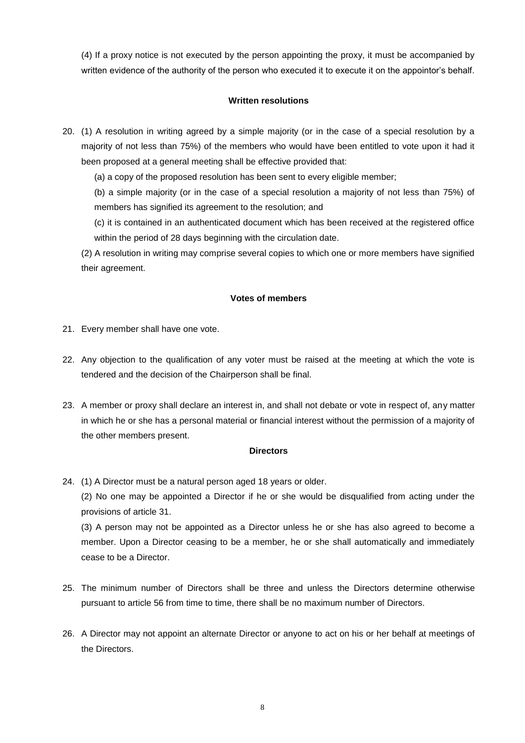(4) If a proxy notice is not executed by the person appointing the proxy, it must be accompanied by written evidence of the authority of the person who executed it to execute it on the appointor's behalf.

**Written resolutions**

20. (1) A resolution in writing agreed by a simple majority (or in the case of a special resolution by a majority of not less than 75%) of the members who would have been entitled to vote upon it had it been proposed at a general meeting shall be effective provided that:

    (a) a copy of the proposed resolution has been sent to every eligible member;

    (b) a simple majority (or in the case of a special resolution a majority of not less than 75%) of members has signified its agreement to the resolution; and

    (c) it is contained in an authenticated document which has been received at the registered office within the period of 28 days beginning with the circulation date.

    (2) A resolution in writing may comprise several copies to which one or more members have signified their agreement.

**Votes of members**

21. Every member shall have one vote.

22. Any objection to the qualification of any voter must be raised at the meeting at which the vote is tendered and the decision of the Chairperson shall be final.

23. A member or proxy shall declare an interest in, and shall not debate or vote in respect of, any matter in which he or she has a personal material or financial interest without the permission of a majority of the other members present.

**Directors**

24. (1) A Director must be a natural person aged 18 years or older.

    (2) No one may be appointed a Director if he or she would be disqualified from acting under the provisions of article 31.

    (3) A person may not be appointed as a Director unless he or she has also agreed to become a member. Upon a Director ceasing to be a member, he or she shall automatically and immediately cease to be a Director.

25. The minimum number of Directors shall be three and unless the Directors determine otherwise pursuant to article 56 from time to time, there shall be no maximum number of Directors.

26. A Director may not appoint an alternate Director or anyone to act on his or her behalf at meetings of the Directors.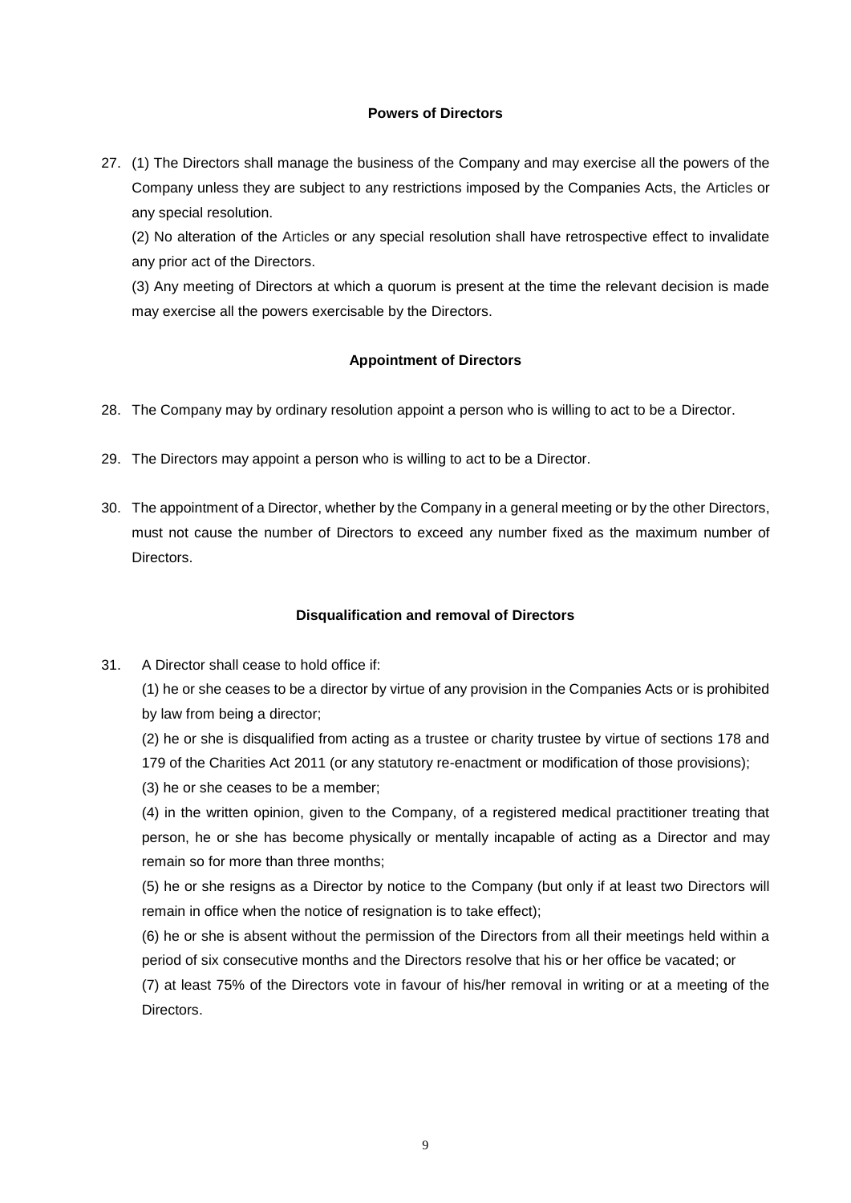## Powers of Directors

27. (1) The Directors shall manage the business of the Company and may exercise all the powers of the Company unless they are subject to any restrictions imposed by the Companies Acts, the Articles or any special resolution.

    (2) No alteration of the Articles or any special resolution shall have retrospective effect to invalidate any prior act of the Directors.

    (3) Any meeting of Directors at which a quorum is present at the time the relevant decision is made may exercise all the powers exercisable by the Directors.

## Appointment of Directors

28. The Company may by ordinary resolution appoint a person who is willing to act to be a Director.

29. The Directors may appoint a person who is willing to act to be a Director.

30. The appointment of a Director, whether by the Company in a general meeting or by the other Directors, must not cause the number of Directors to exceed any number fixed as the maximum number of Directors.

## Disqualification and removal of Directors

31. A Director shall cease to hold office if:

    (1) he or she ceases to be a director by virtue of any provision in the Companies Acts or is prohibited by law from being a director;

    (2) he or she is disqualified from acting as a trustee or charity trustee by virtue of sections 178 and 179 of the Charities Act 2011 (or any statutory re-enactment or modification of those provisions);

    (3) he or she ceases to be a member;

    (4) in the written opinion, given to the Company, of a registered medical practitioner treating that person, he or she has become physically or mentally incapable of acting as a Director and may remain so for more than three months;

    (5) he or she resigns as a Director by notice to the Company (but only if at least two Directors will remain in office when the notice of resignation is to take effect);

    (6) he or she is absent without the permission of the Directors from all their meetings held within a period of six consecutive months and the Directors resolve that his or her office be vacated; or

    (7) at least 75% of the Directors vote in favour of his/her removal in writing or at a meeting of the Directors.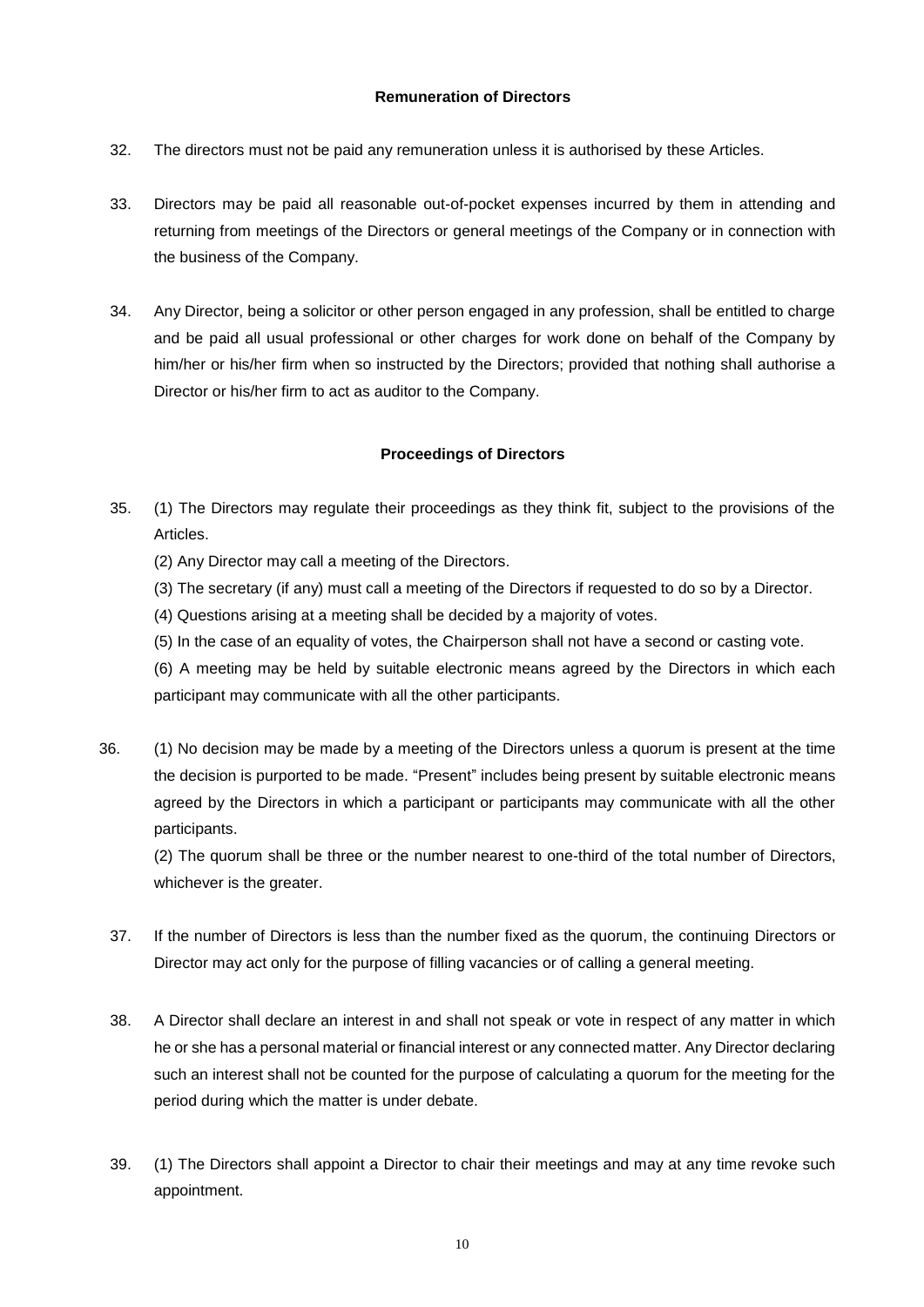### Remuneration of Directors

32. The directors must not be paid any remuneration unless it is authorised by these Articles.

33. Directors may be paid all reasonable out-of-pocket expenses incurred by them in attending and returning from meetings of the Directors or general meetings of the Company or in connection with the business of the Company.

34. Any Director, being a solicitor or other person engaged in any profession, shall be entitled to charge and be paid all usual professional or other charges for work done on behalf of the Company by him/her or his/her firm when so instructed by the Directors; provided that nothing shall authorise a Director or his/her firm to act as auditor to the Company.

### Proceedings of Directors

35. (1) The Directors may regulate their proceedings as they think fit, subject to the provisions of the Articles.

    (2) Any Director may call a meeting of the Directors.

    (3) The secretary (if any) must call a meeting of the Directors if requested to do so by a Director.

    (4) Questions arising at a meeting shall be decided by a majority of votes.

    (5) In the case of an equality of votes, the Chairperson shall not have a second or casting vote.

    (6) A meeting may be held by suitable electronic means agreed by the Directors in which each participant may communicate with all the other participants.

36. (1) No decision may be made by a meeting of the Directors unless a quorum is present at the time the decision is purported to be made. "Present" includes being present by suitable electronic means agreed by the Directors in which a participant or participants may communicate with all the other participants.

    (2) The quorum shall be three or the number nearest to one-third of the total number of Directors, whichever is the greater.

37. If the number of Directors is less than the number fixed as the quorum, the continuing Directors or Director may act only for the purpose of filling vacancies or of calling a general meeting.

38. A Director shall declare an interest in and shall not speak or vote in respect of any matter in which he or she has a personal material or financial interest or any connected matter. Any Director declaring such an interest shall not be counted for the purpose of calculating a quorum for the meeting for the period during which the matter is under debate.

39. (1) The Directors shall appoint a Director to chair their meetings and may at any time revoke such appointment.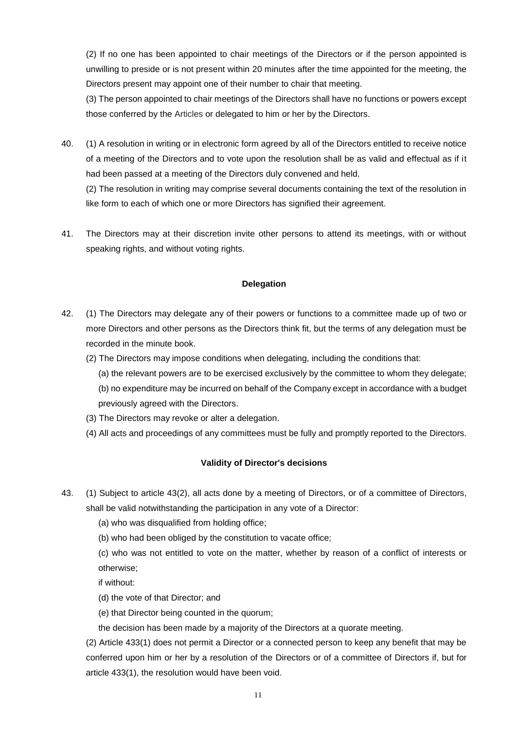(2) If no one has been appointed to chair meetings of the Directors or if the person appointed is unwilling to preside or is not present within 20 minutes after the time appointed for the meeting, the Directors present may appoint one of their number to chair that meeting.

(3) The person appointed to chair meetings of the Directors shall have no functions or powers except those conferred by the Articles or delegated to him or her by the Directors.

40. (1) A resolution in writing or in electronic form agreed by all of the Directors entitled to receive notice of a meeting of the Directors and to vote upon the resolution shall be as valid and effectual as if it had been passed at a meeting of the Directors duly convened and held.

(2) The resolution in writing may comprise several documents containing the text of the resolution in like form to each of which one or more Directors has signified their agreement.

41. The Directors may at their discretion invite other persons to attend its meetings, with or without speaking rights, and without voting rights.

**Delegation**

42. (1) The Directors may delegate any of their powers or functions to a committee made up of two or more Directors and other persons as the Directors think fit, but the terms of any delegation must be recorded in the minute book.

(2) The Directors may impose conditions when delegating, including the conditions that:

(a) the relevant powers are to be exercised exclusively by the committee to whom they delegate;

(b) no expenditure may be incurred on behalf of the Company except in accordance with a budget previously agreed with the Directors.

(3) The Directors may revoke or alter a delegation.

(4) All acts and proceedings of any committees must be fully and promptly reported to the Directors.

**Validity of Director's decisions**

43. (1) Subject to article 43(2), all acts done by a meeting of Directors, or of a committee of Directors, shall be valid notwithstanding the participation in any vote of a Director:

(a) who was disqualified from holding office;

(b) who had been obliged by the constitution to vacate office;

(c) who was not entitled to vote on the matter, whether by reason of a conflict of interests or otherwise;

if without:

(d) the vote of that Director; and

(e) that Director being counted in the quorum;

the decision has been made by a majority of the Directors at a quorate meeting.

(2) Article 433(1) does not permit a Director or a connected person to keep any benefit that may be conferred upon him or her by a resolution of the Directors or of a committee of Directors if, but for article 433(1), the resolution would have been void.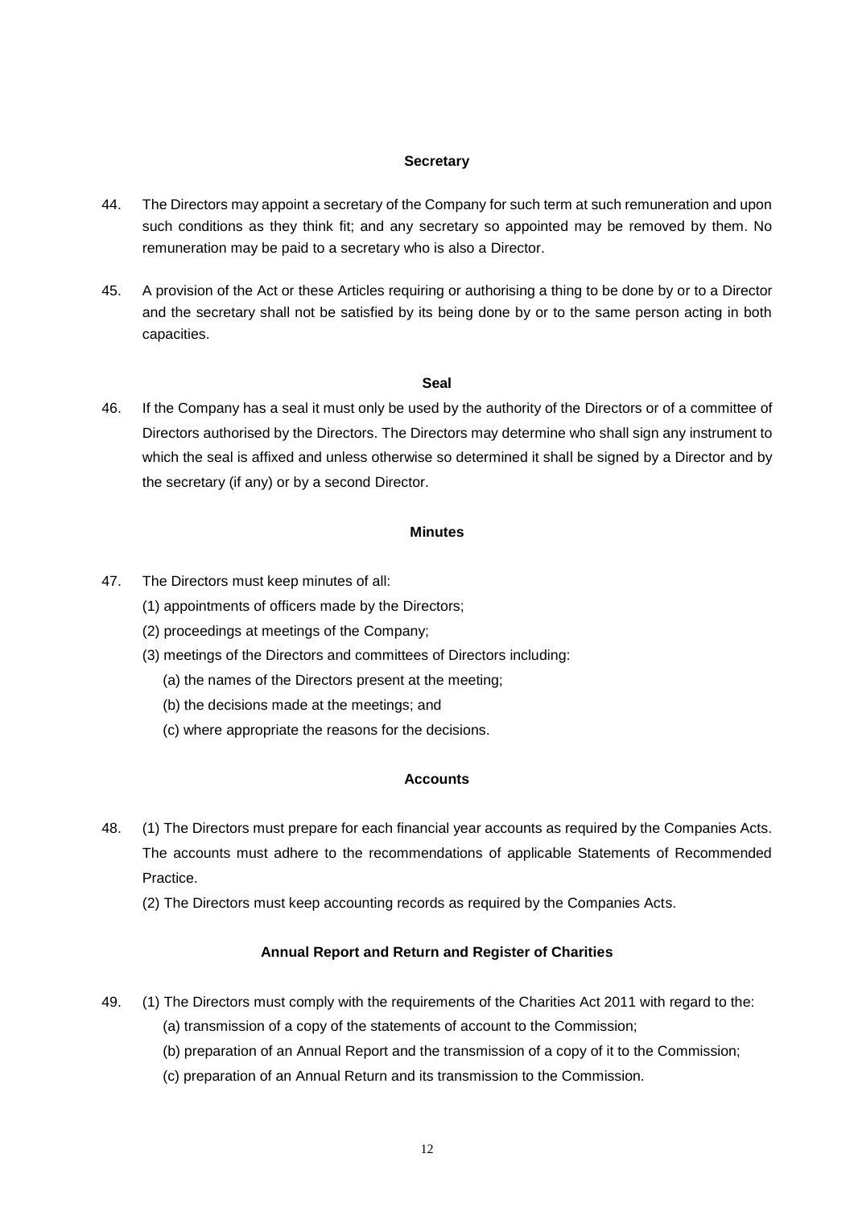## Secretary

44. The Directors may appoint a secretary of the Company for such term at such remuneration and upon such conditions as they think fit; and any secretary so appointed may be removed by them. No remuneration may be paid to a secretary who is also a Director.

45. A provision of the Act or these Articles requiring or authorising a thing to be done by or to a Director and the secretary shall not be satisfied by its being done by or to the same person acting in both capacities.

## Seal

46. If the Company has a seal it must only be used by the authority of the Directors or of a committee of Directors authorised by the Directors. The Directors may determine who shall sign any instrument to which the seal is affixed and unless otherwise so determined it shall be signed by a Director and by the secretary (if any) or by a second Director.

## Minutes

47. The Directors must keep minutes of all:
    (1) appointments of officers made by the Directors;
    (2) proceedings at meetings of the Company;
    (3) meetings of the Directors and committees of Directors including:
        (a) the names of the Directors present at the meeting;
        (b) the decisions made at the meetings; and
        (c) where appropriate the reasons for the decisions.

## Accounts

48. (1) The Directors must prepare for each financial year accounts as required by the Companies Acts. The accounts must adhere to the recommendations of applicable Statements of Recommended Practice.

    (2) The Directors must keep accounting records as required by the Companies Acts.

## Annual Report and Return and Register of Charities

49. (1) The Directors must comply with the requirements of the Charities Act 2011 with regard to the:
        (a) transmission of a copy of the statements of account to the Commission;
        (b) preparation of an Annual Report and the transmission of a copy of it to the Commission;
        (c) preparation of an Annual Return and its transmission to the Commission.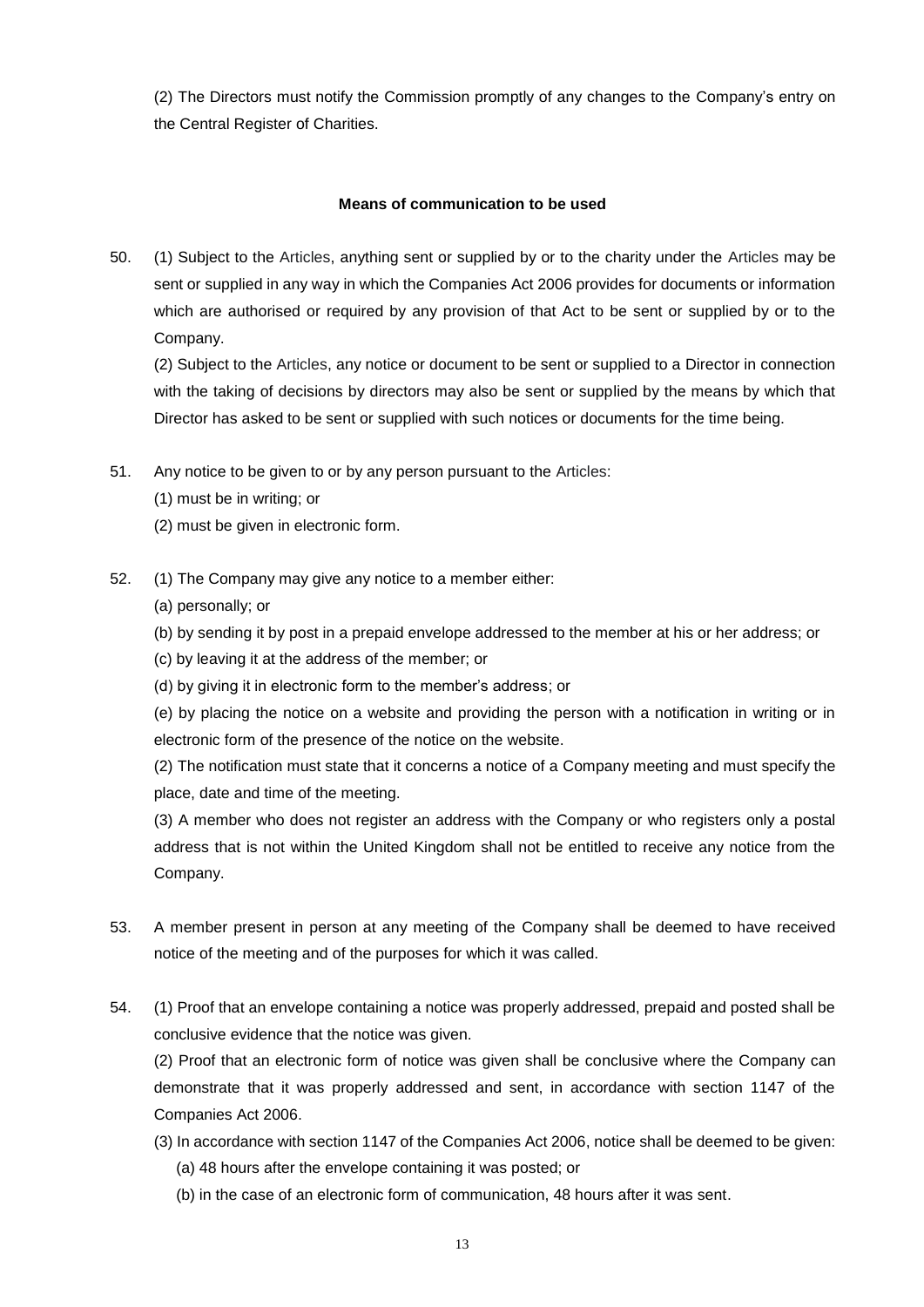(2) The Directors must notify the Commission promptly of any changes to the Company's entry on the Central Register of Charities.

**Means of communication to be used**

50. (1) Subject to the Articles, anything sent or supplied by or to the charity under the Articles may be sent or supplied in any way in which the Companies Act 2006 provides for documents or information which are authorised or required by any provision of that Act to be sent or supplied by or to the Company.

    (2) Subject to the Articles, any notice or document to be sent or supplied to a Director in connection with the taking of decisions by directors may also be sent or supplied by the means by which that Director has asked to be sent or supplied with such notices or documents for the time being.

51. Any notice to be given to or by any person pursuant to the Articles:

    (1) must be in writing; or

    (2) must be given in electronic form.

52. (1) The Company may give any notice to a member either:

    (a) personally; or

    (b) by sending it by post in a prepaid envelope addressed to the member at his or her address; or

    (c) by leaving it at the address of the member; or

    (d) by giving it in electronic form to the member's address; or

    (e) by placing the notice on a website and providing the person with a notification in writing or in electronic form of the presence of the notice on the website.

    (2) The notification must state that it concerns a notice of a Company meeting and must specify the place, date and time of the meeting.

    (3) A member who does not register an address with the Company or who registers only a postal address that is not within the United Kingdom shall not be entitled to receive any notice from the Company.

53. A member present in person at any meeting of the Company shall be deemed to have received notice of the meeting and of the purposes for which it was called.

54. (1) Proof that an envelope containing a notice was properly addressed, prepaid and posted shall be conclusive evidence that the notice was given.

    (2) Proof that an electronic form of notice was given shall be conclusive where the Company can demonstrate that it was properly addressed and sent, in accordance with section 1147 of the Companies Act 2006.

    (3) In accordance with section 1147 of the Companies Act 2006, notice shall be deemed to be given:

    (a) 48 hours after the envelope containing it was posted; or

    (b) in the case of an electronic form of communication, 48 hours after it was sent.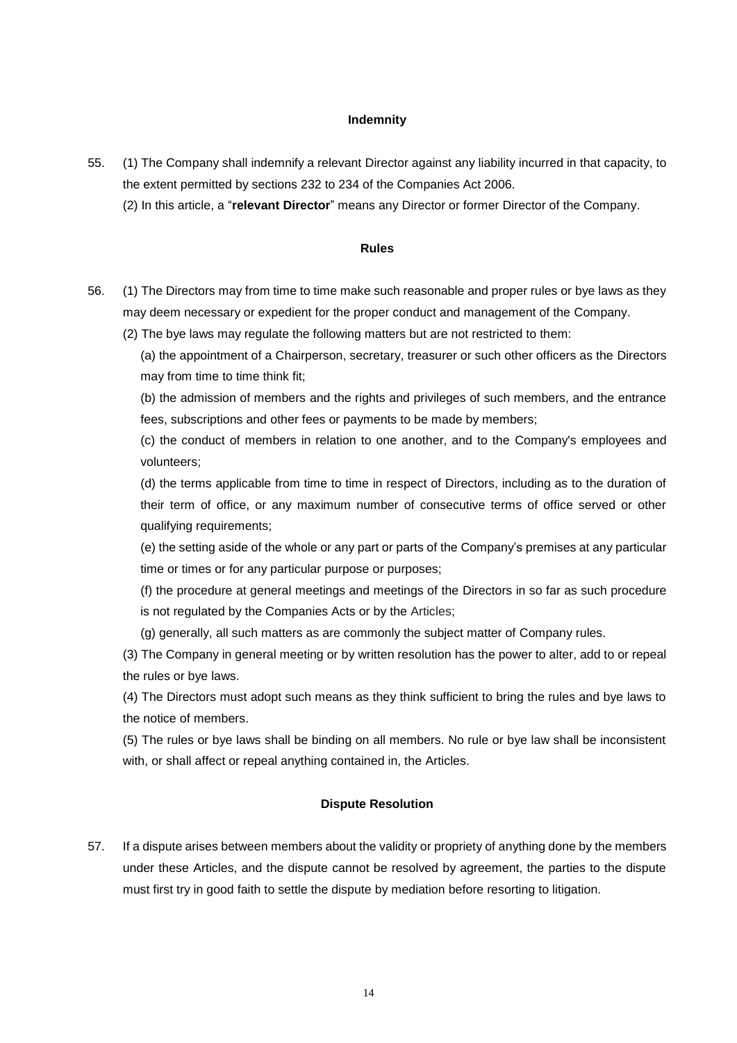## Indemnity

55. (1) The Company shall indemnify a relevant Director against any liability incurred in that capacity, to the extent permitted by sections 232 to 234 of the Companies Act 2006.

    (2) In this article, a "**relevant Director**" means any Director or former Director of the Company.

## Rules

56. (1) The Directors may from time to time make such reasonable and proper rules or bye laws as they may deem necessary or expedient for the proper conduct and management of the Company.

    (2) The bye laws may regulate the following matters but are not restricted to them:

    (a) the appointment of a Chairperson, secretary, treasurer or such other officers as the Directors may from time to time think fit;

    (b) the admission of members and the rights and privileges of such members, and the entrance fees, subscriptions and other fees or payments to be made by members;

    (c) the conduct of members in relation to one another, and to the Company's employees and volunteers;

    (d) the terms applicable from time to time in respect of Directors, including as to the duration of their term of office, or any maximum number of consecutive terms of office served or other qualifying requirements;

    (e) the setting aside of the whole or any part or parts of the Company's premises at any particular time or times or for any particular purpose or purposes;

    (f) the procedure at general meetings and meetings of the Directors in so far as such procedure is not regulated by the Companies Acts or by the Articles;

    (g) generally, all such matters as are commonly the subject matter of Company rules.

    (3) The Company in general meeting or by written resolution has the power to alter, add to or repeal the rules or bye laws.

    (4) The Directors must adopt such means as they think sufficient to bring the rules and bye laws to the notice of members.

    (5) The rules or bye laws shall be binding on all members. No rule or bye law shall be inconsistent with, or shall affect or repeal anything contained in, the Articles.

## Dispute Resolution

57. If a dispute arises between members about the validity or propriety of anything done by the members under these Articles, and the dispute cannot be resolved by agreement, the parties to the dispute must first try in good faith to settle the dispute by mediation before resorting to litigation.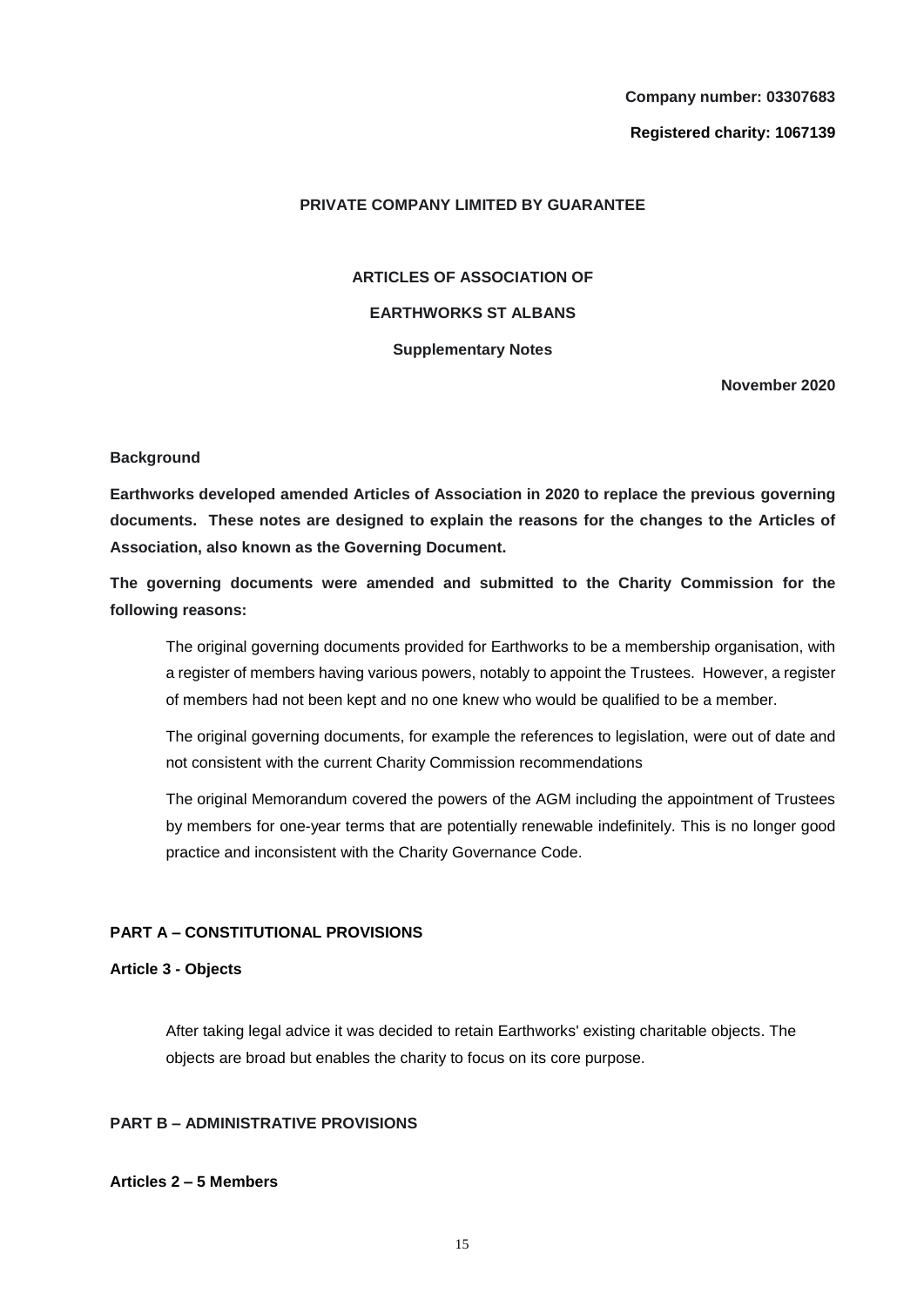**Company number: 03307683**

**Registered charity: 1067139**

**PRIVATE COMPANY LIMITED BY GUARANTEE**

**ARTICLES OF ASSOCIATION OF**

**EARTHWORKS ST ALBANS**

**Supplementary Notes**

**November 2020**

**Background**

**Earthworks developed amended Articles of Association in 2020 to replace the previous governing documents. These notes are designed to explain the reasons for the changes to the Articles of Association, also known as the Governing Document.**

**The governing documents were amended and submitted to the Charity Commission for the following reasons:**

The original governing documents provided for Earthworks to be a membership organisation, with a register of members having various powers, notably to appoint the Trustees. However, a register of members had not been kept and no one knew who would be qualified to be a member.

The original governing documents, for example the references to legislation, were out of date and not consistent with the current Charity Commission recommendations

The original Memorandum covered the powers of the AGM including the appointment of Trustees by members for one-year terms that are potentially renewable indefinitely. This is no longer good practice and inconsistent with the Charity Governance Code.

**PART A – CONSTITUTIONAL PROVISIONS**

**Article 3 - Objects**

After taking legal advice it was decided to retain Earthworks' existing charitable objects. The objects are broad but enables the charity to focus on its core purpose.

**PART B – ADMINISTRATIVE PROVISIONS**

**Articles 2 – 5 Members**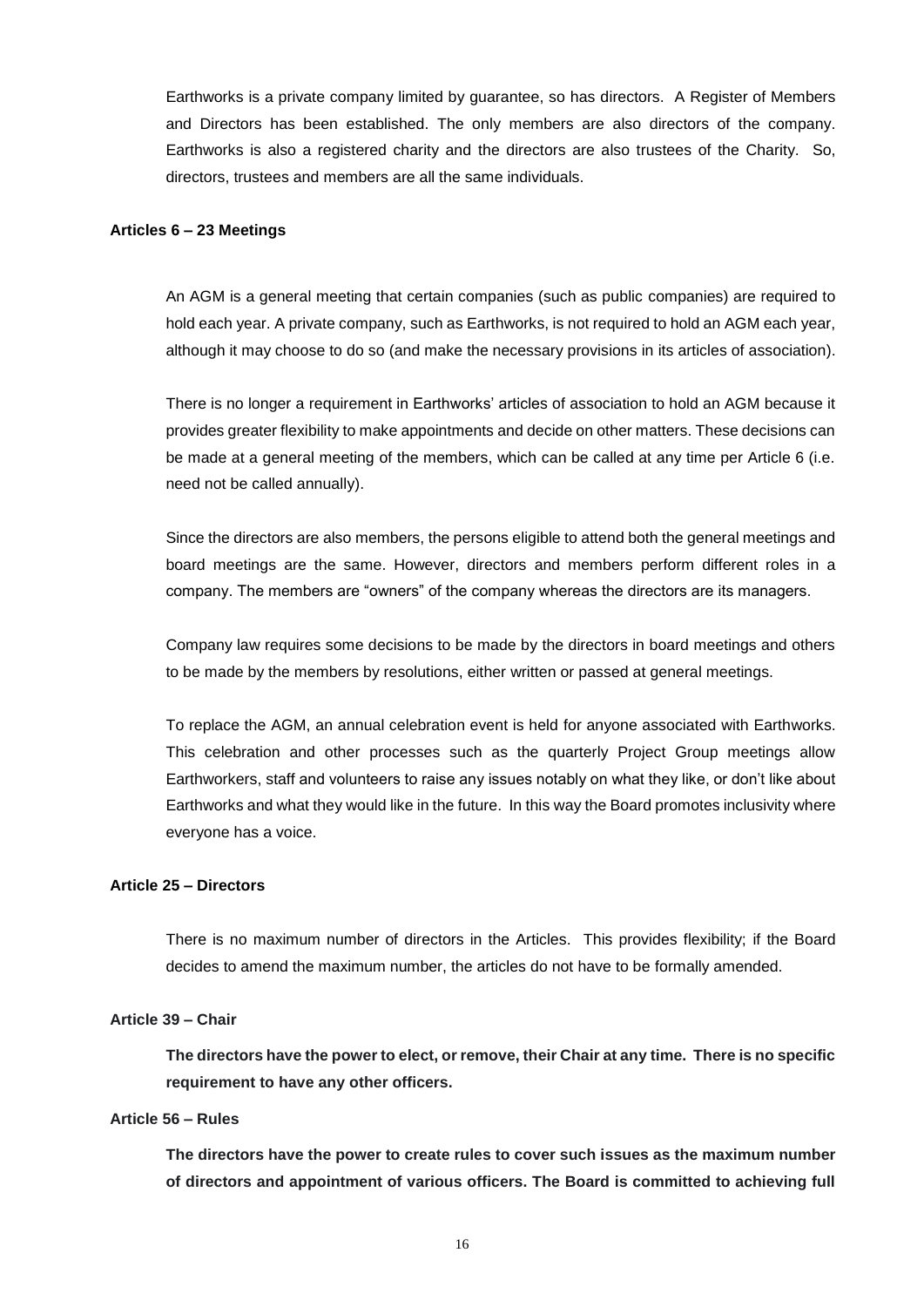Earthworks is a private company limited by guarantee, so has directors. A Register of Members and Directors has been established. The only members are also directors of the company. Earthworks is also a registered charity and the directors are also trustees of the Charity. So, directors, trustees and members are all the same individuals.

**Articles 6 – 23 Meetings**

An AGM is a general meeting that certain companies (such as public companies) are required to hold each year. A private company, such as Earthworks, is not required to hold an AGM each year, although it may choose to do so (and make the necessary provisions in its articles of association).

There is no longer a requirement in Earthworks' articles of association to hold an AGM because it provides greater flexibility to make appointments and decide on other matters. These decisions can be made at a general meeting of the members, which can be called at any time per Article 6 (i.e. need not be called annually).

Since the directors are also members, the persons eligible to attend both the general meetings and board meetings are the same. However, directors and members perform different roles in a company. The members are "owners" of the company whereas the directors are its managers.

Company law requires some decisions to be made by the directors in board meetings and others to be made by the members by resolutions, either written or passed at general meetings.

To replace the AGM, an annual celebration event is held for anyone associated with Earthworks. This celebration and other processes such as the quarterly Project Group meetings allow Earthworkers, staff and volunteers to raise any issues notably on what they like, or don't like about Earthworks and what they would like in the future. In this way the Board promotes inclusivity where everyone has a voice.

**Article 25 – Directors**

There is no maximum number of directors in the Articles. This provides flexibility; if the Board decides to amend the maximum number, the articles do not have to be formally amended.

**Article 39 – Chair**

**The directors have the power to elect, or remove, their Chair at any time. There is no specific requirement to have any other officers.**

**Article 56 – Rules**

**The directors have the power to create rules to cover such issues as the maximum number of directors and appointment of various officers. The Board is committed to achieving full**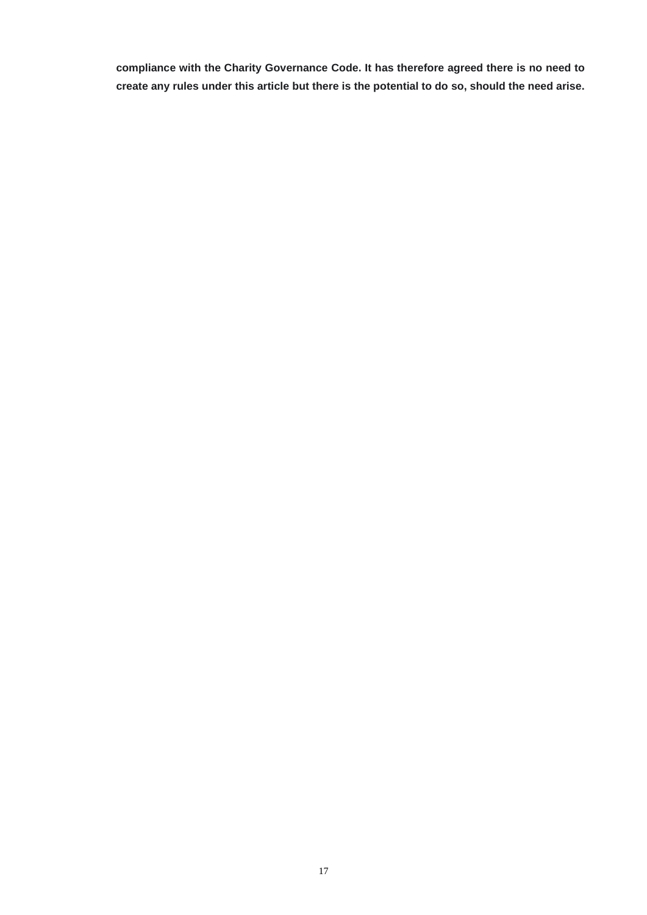**compliance with the Charity Governance Code. It has therefore agreed there is no need to create any rules under this article but there is the potential to do so, should the need arise.**